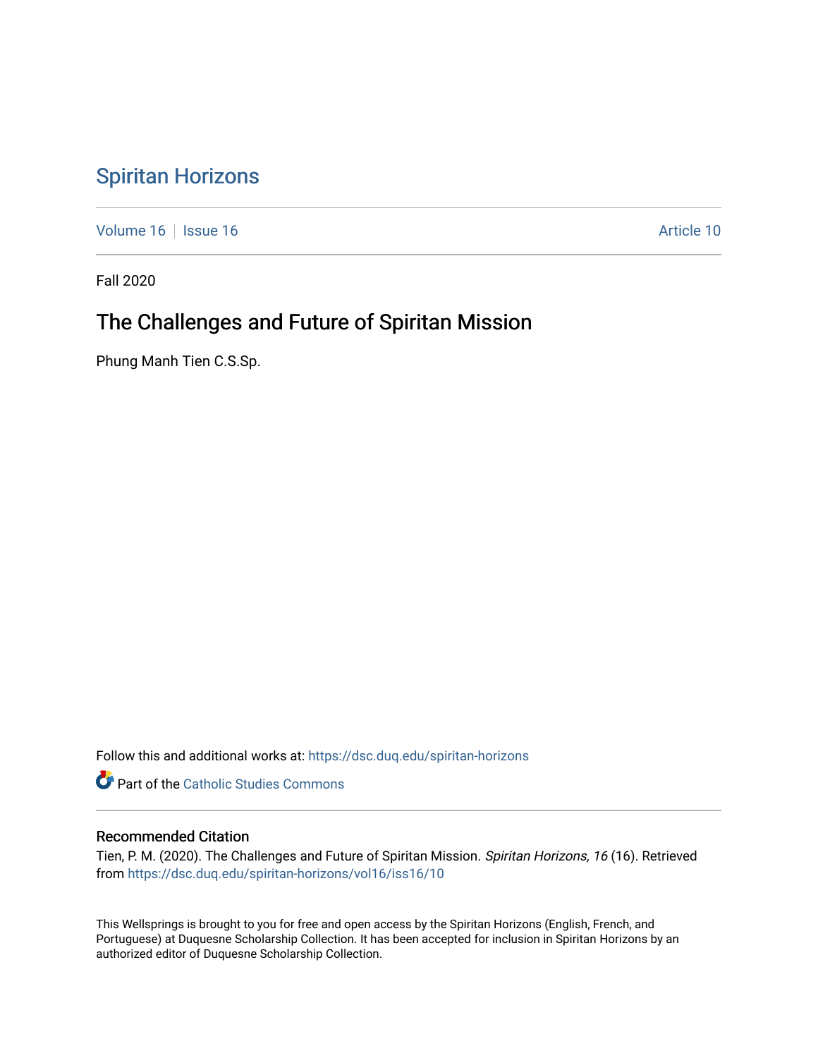# Spiritan Horizons

Volume 16 | Issue 16 Article 10

Fall 2020

## The Challenges and Future of Spiritan Mission

Phung Manh Tien C.S.Sp.

Follow this and additional works at: https://dsc.duq.edu/spiritan-horizons

Part of the Catholic Studies Commons

### Recommended Citation

Tien, P. M. (2020). The Challenges and Future of Spiritan Mission. *Spiritan Horizons, 16* (16). Retrieved from https://dsc.duq.edu/spiritan-horizons/vol16/iss16/10

This Wellsprings is brought to you for free and open access by the Spiritan Horizons (English, French, and Portuguese) at Duquesne Scholarship Collection. It has been accepted for inclusion in Spiritan Horizons by an authorized editor of Duquesne Scholarship Collection.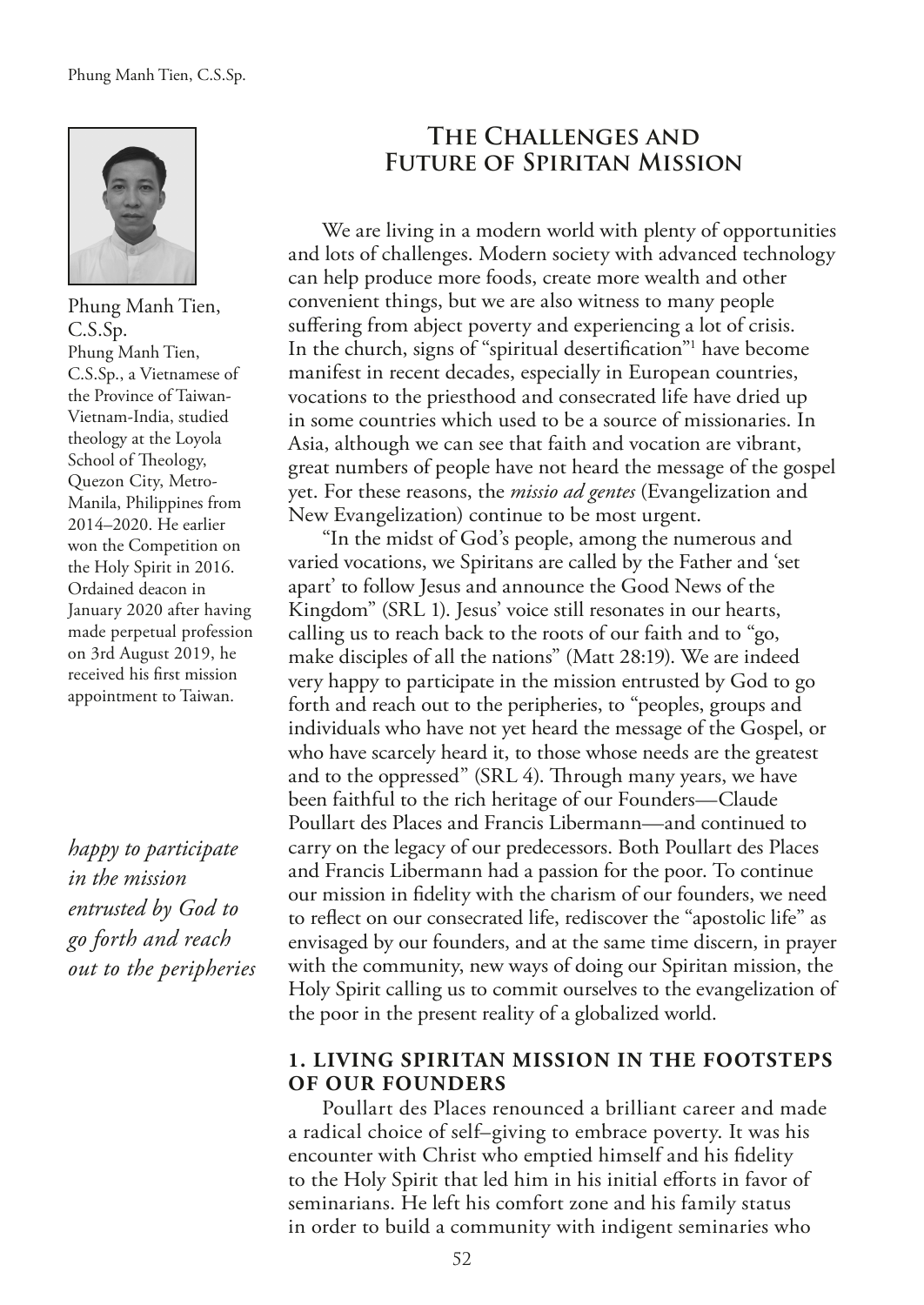# The Challenges and Future of Spiritan Mission

Phung Manh Tien, C.S.Sp.

Phung Manh Tien, C.S.Sp., a Vietnamese of the Province of Taiwan-Vietnam-India, studied theology at the Loyola School of Theology, Quezon City, Metro-Manila, Philippines from 2014–2020. He earlier won the Competition on the Holy Spirit in 2016. Ordained deacon in January 2020 after having made perpetual profession on 3rd August 2019, he received his first mission appointment to Taiwan.

We are living in a modern world with plenty of opportunities and lots of challenges. Modern society with advanced technology can help produce more foods, create more wealth and other convenient things, but we are also witness to many people suffering from abject poverty and experiencing a lot of crisis. In the church, signs of "spiritual desertification"[1] have become manifest in recent decades, especially in European countries, vocations to the priesthood and consecrated life have dried up in some countries which used to be a source of missionaries. In Asia, although we can see that faith and vocation are vibrant, great numbers of people have not heard the message of the gospel yet. For these reasons, the *missio ad gentes* (Evangelization and New Evangelization) continue to be most urgent.

"In the midst of God's people, among the numerous and varied vocations, we Spiritans are called by the Father and 'set apart' to follow Jesus and announce the Good News of the Kingdom" (SRL 1). Jesus' voice still resonates in our hearts, calling us to reach back to the roots of our faith and to "go, make disciples of all the nations" (Matt 28:19). We are indeed very happy to participate in the mission entrusted by God to go forth and reach out to the peripheries, to "peoples, groups and individuals who have not yet heard the message of the Gospel, or who have scarcely heard it, to those whose needs are the greatest and to the oppressed" (SRL 4). Through many years, we have been faithful to the rich heritage of our Founders—Claude Poullart des Places and Francis Libermann—and continued to carry on the legacy of our predecessors. Both Poullart des Places and Francis Libermann had a passion for the poor. To continue our mission in fidelity with the charism of our founders, we need to reflect on our consecrated life, rediscover the "apostolic life" as envisaged by our founders, and at the same time discern, in prayer with the community, new ways of doing our Spiritan mission, the Holy Spirit calling us to commit ourselves to the evangelization of the poor in the present reality of a globalized world.

*happy to participate in the mission entrusted by God to go forth and reach out to the peripheries*

## 1. Living Spiritan Mission in the Footsteps of Our Founders

Poullart des Places renounced a brilliant career and made a radical choice of self–giving to embrace poverty. It was his encounter with Christ who emptied himself and his fidelity to the Holy Spirit that led him in his initial efforts in favor of seminarians. He left his comfort zone and his family status in order to build a community with indigent seminaries who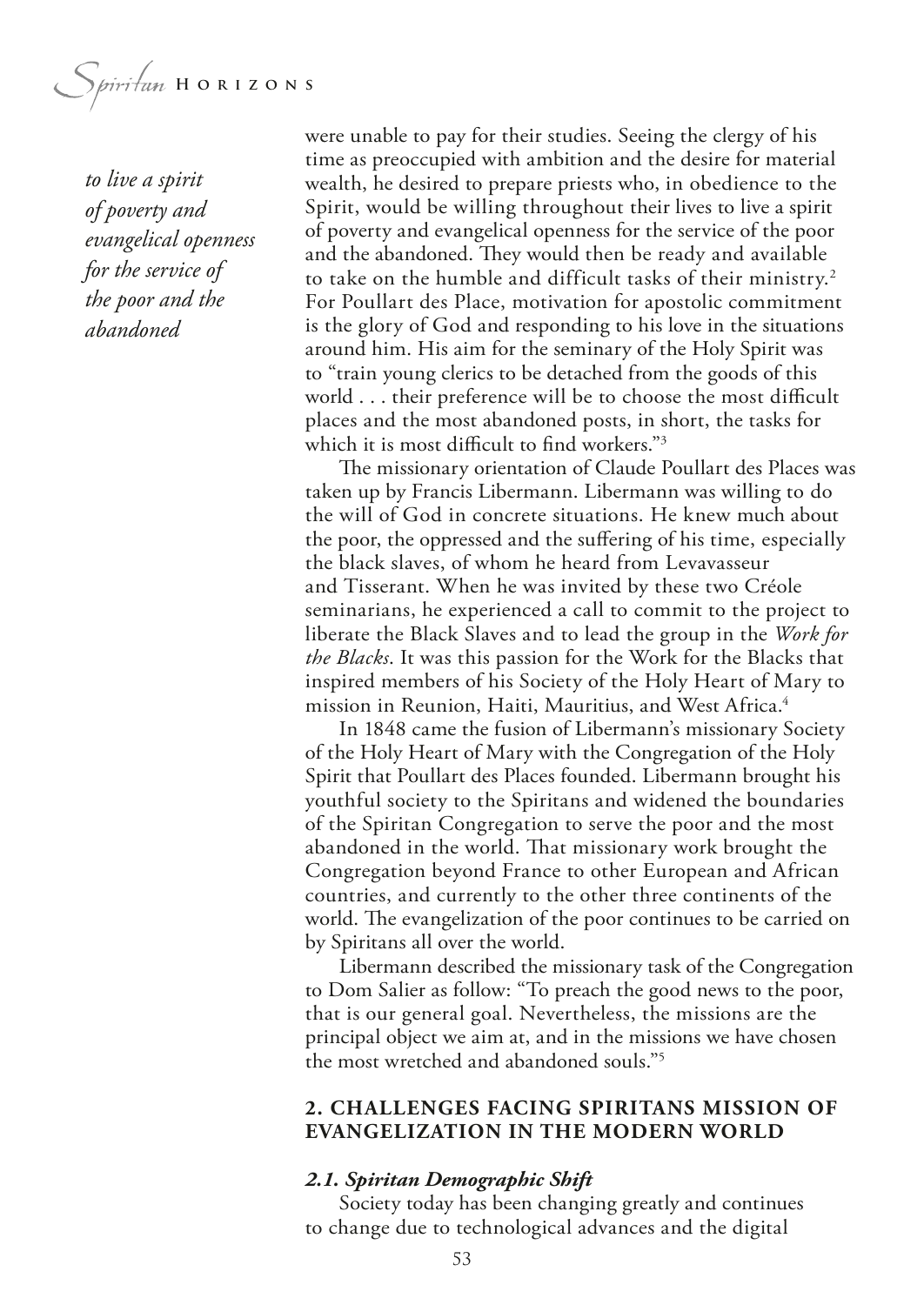*to live a spirit of poverty and evangelical openness for the service of the poor and the abandoned*

were unable to pay for their studies. Seeing the clergy of his time as preoccupied with ambition and the desire for material wealth, he desired to prepare priests who, in obedience to the Spirit, would be willing throughout their lives to live a spirit of poverty and evangelical openness for the service of the poor and the abandoned. They would then be ready and available to take on the humble and difficult tasks of their ministry.[2] For Poullart des Place, motivation for apostolic commitment is the glory of God and responding to his love in the situations around him. His aim for the seminary of the Holy Spirit was to "train young clerics to be detached from the goods of this world . . . their preference will be to choose the most difficult places and the most abandoned posts, in short, the tasks for which it is most difficult to find workers."[3]

The missionary orientation of Claude Poullart des Places was taken up by Francis Libermann. Libermann was willing to do the will of God in concrete situations. He knew much about the poor, the oppressed and the suffering of his time, especially the black slaves, of whom he heard from Levavasseur and Tisserant. When he was invited by these two Créole seminarians, he experienced a call to commit to the project to liberate the Black Slaves and to lead the group in the *Work for the Blacks*. It was this passion for the Work for the Blacks that inspired members of his Society of the Holy Heart of Mary to mission in Reunion, Haiti, Mauritius, and West Africa.[4]

In 1848 came the fusion of Libermann's missionary Society of the Holy Heart of Mary with the Congregation of the Holy Spirit that Poullart des Places founded. Libermann brought his youthful society to the Spiritans and widened the boundaries of the Spiritan Congregation to serve the poor and the most abandoned in the world. That missionary work brought the Congregation beyond France to other European and African countries, and currently to the other three continents of the world. The evangelization of the poor continues to be carried on by Spiritans all over the world.

Libermann described the missionary task of the Congregation to Dom Salier as follow: "To preach the good news to the poor, that is our general goal. Nevertheless, the missions are the principal object we aim at, and in the missions we have chosen the most wretched and abandoned souls."[5]

## 2. CHALLENGES FACING SPIRITANS MISSION OF EVANGELIZATION IN THE MODERN WORLD

### *2.1. Spiritan Demographic Shift*

Society today has been changing greatly and continues to change due to technological advances and the digital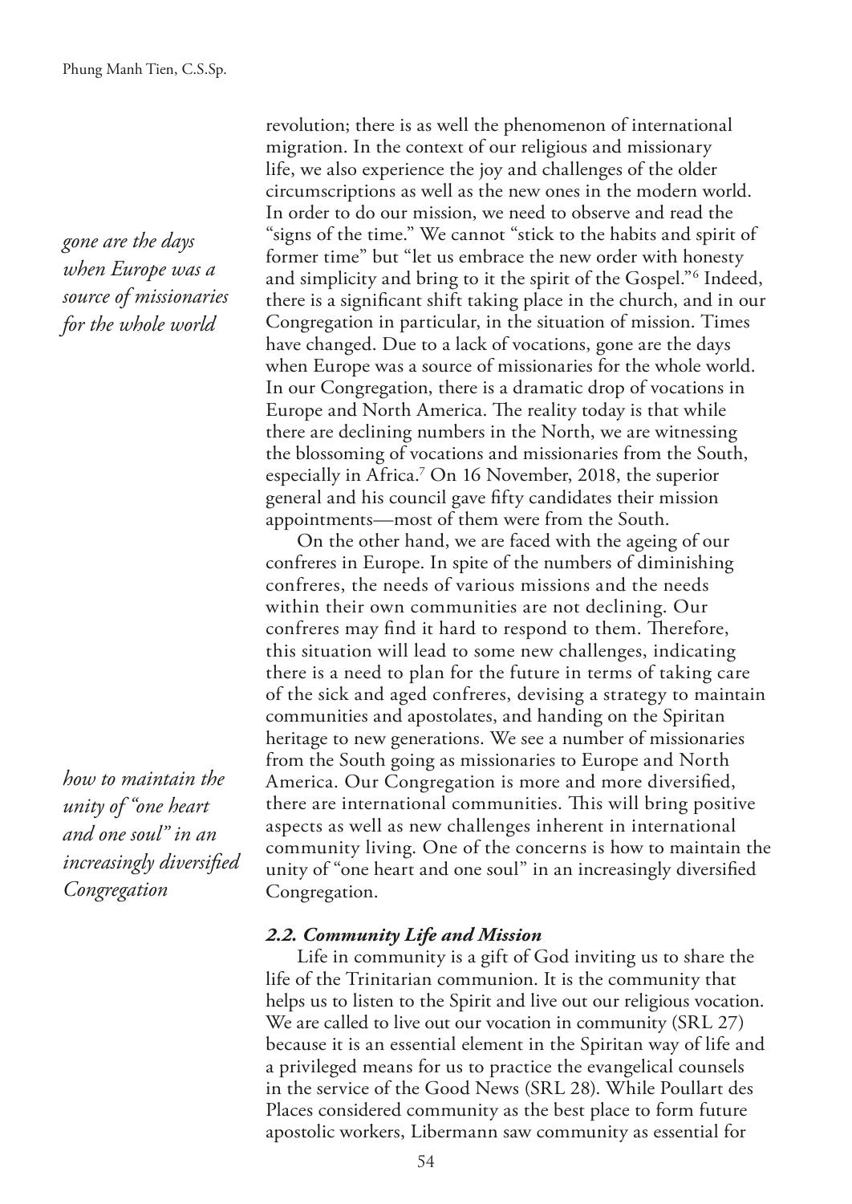revolution; there is as well the phenomenon of international migration. In the context of our religious and missionary life, we also experience the joy and challenges of the older circumscriptions as well as the new ones in the modern world. In order to do our mission, we need to observe and read the "signs of the time." We cannot "stick to the habits and spirit of former time" but "let us embrace the new order with honesty and simplicity and bring to it the spirit of the Gospel."[6] Indeed, there is a significant shift taking place in the church, and in our Congregation in particular, in the situation of mission. Times have changed. Due to a lack of vocations, gone are the days when Europe was a source of missionaries for the whole world. In our Congregation, there is a dramatic drop of vocations in Europe and North America. The reality today is that while there are declining numbers in the North, we are witnessing the blossoming of vocations and missionaries from the South, especially in Africa.[7] On 16 November, 2018, the superior general and his council gave fifty candidates their mission appointments—most of them were from the South.

*gone are the days when Europe was a source of missionaries for the whole world*

On the other hand, we are faced with the ageing of our confreres in Europe. In spite of the numbers of diminishing confreres, the needs of various missions and the needs within their own communities are not declining. Our confreres may find it hard to respond to them. Therefore, this situation will lead to some new challenges, indicating there is a need to plan for the future in terms of taking care of the sick and aged confreres, devising a strategy to maintain communities and apostolates, and handing on the Spiritan heritage to new generations. We see a number of missionaries from the South going as missionaries to Europe and North America. Our Congregation is more and more diversified, there are international communities. This will bring positive aspects as well as new challenges inherent in international community living. One of the concerns is how to maintain the unity of "one heart and one soul" in an increasingly diversified Congregation.

*how to maintain the unity of "one heart and one soul" in an increasingly diversified Congregation*

### *2.2. Community Life and Mission*

Life in community is a gift of God inviting us to share the life of the Trinitarian communion. It is the community that helps us to listen to the Spirit and live out our religious vocation. We are called to live out our vocation in community (SRL 27) because it is an essential element in the Spiritan way of life and a privileged means for us to practice the evangelical counsels in the service of the Good News (SRL 28). While Poullart des Places considered community as the best place to form future apostolic workers, Libermann saw community as essential for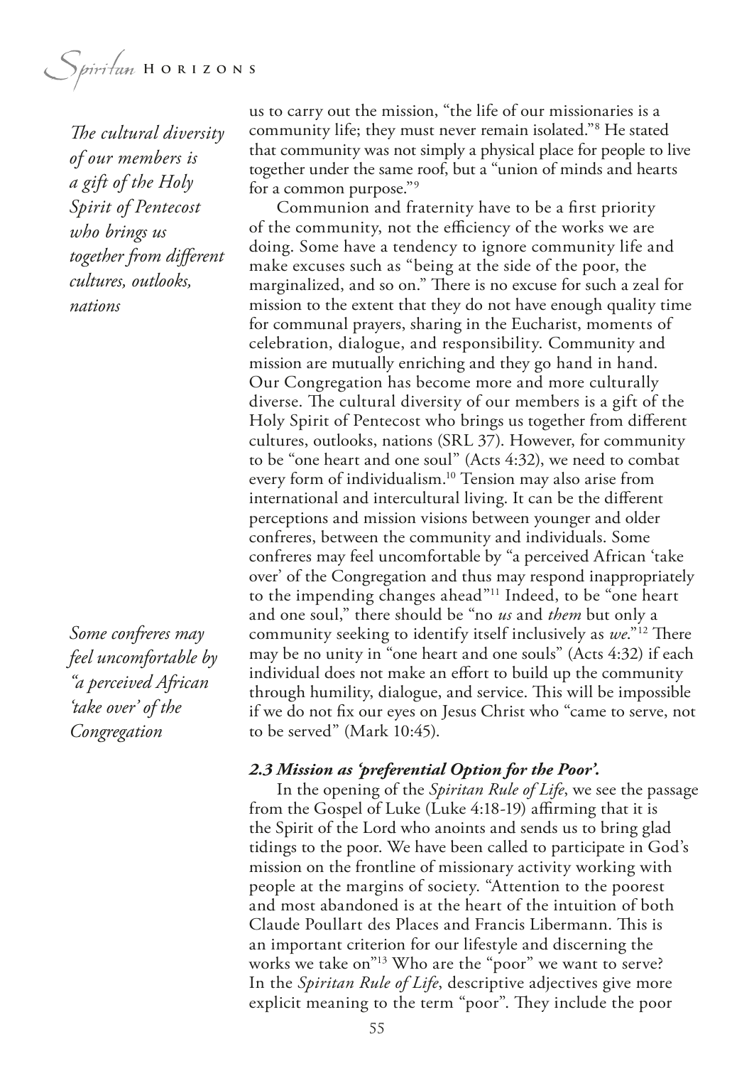us to carry out the mission, "the life of our missionaries is a community life; they must never remain isolated."[8] He stated that community was not simply a physical place for people to live together under the same roof, but a "union of minds and hearts for a common purpose."[9]

*The cultural diversity of our members is a gift of the Holy Spirit of Pentecost who brings us together from different cultures, outlooks, nations*

Communion and fraternity have to be a first priority of the community, not the efficiency of the works we are doing. Some have a tendency to ignore community life and make excuses such as "being at the side of the poor, the marginalized, and so on." There is no excuse for such a zeal for mission to the extent that they do not have enough quality time for communal prayers, sharing in the Eucharist, moments of celebration, dialogue, and responsibility. Community and mission are mutually enriching and they go hand in hand. Our Congregation has become more and more culturally diverse. The cultural diversity of our members is a gift of the Holy Spirit of Pentecost who brings us together from different cultures, outlooks, nations (SRL 37). However, for community to be "one heart and one soul" (Acts 4:32), we need to combat every form of individualism.[10] Tension may also arise from international and intercultural living. It can be the different perceptions and mission visions between younger and older confreres, between the community and individuals. Some confreres may feel uncomfortable by "a perceived African 'take over' of the Congregation and thus may respond inappropriately to the impending changes ahead"[11] Indeed, to be "one heart and one soul," there should be "no *us* and *them* but only a community seeking to identify itself inclusively as *we*."[12] There may be no unity in "one heart and one souls" (Acts 4:32) if each individual does not make an effort to build up the community through humility, dialogue, and service. This will be impossible if we do not fix our eyes on Jesus Christ who "came to serve, not to be served" (Mark 10:45).

*Some confreres may feel uncomfortable by "a perceived African 'take over' of the Congregation*

### *2.3 Mission as 'preferential Option for the Poor'.*

In the opening of the *Spiritan Rule of Life*, we see the passage from the Gospel of Luke (Luke 4:18-19) affirming that it is the Spirit of the Lord who anoints and sends us to bring glad tidings to the poor. We have been called to participate in God's mission on the frontline of missionary activity working with people at the margins of society. "Attention to the poorest and most abandoned is at the heart of the intuition of both Claude Poullart des Places and Francis Libermann. This is an important criterion for our lifestyle and discerning the works we take on"[13] Who are the "poor" we want to serve? In the *Spiritan Rule of Life*, descriptive adjectives give more explicit meaning to the term "poor". They include the poor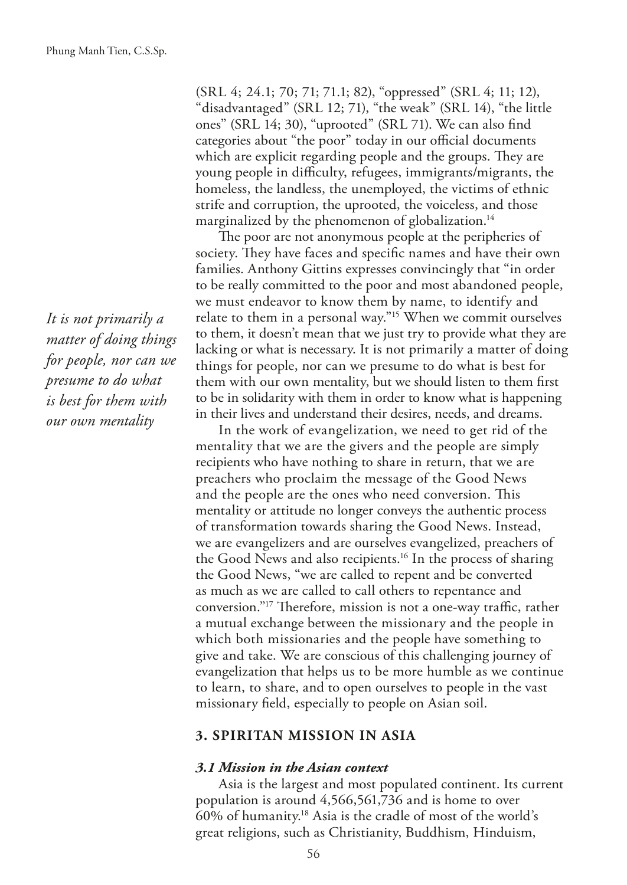(SRL 4; 24.1; 70; 71; 71.1; 82), "oppressed" (SRL 4; 11; 12), "disadvantaged" (SRL 12; 71), "the weak" (SRL 14), "the little ones" (SRL 14; 30), "uprooted" (SRL 71). We can also find categories about "the poor" today in our official documents which are explicit regarding people and the groups. They are young people in difficulty, refugees, immigrants/migrants, the homeless, the landless, the unemployed, the victims of ethnic strife and corruption, the uprooted, the voiceless, and those marginalized by the phenomenon of globalization.[14]

The poor are not anonymous people at the peripheries of society. They have faces and specific names and have their own families. Anthony Gittins expresses convincingly that "in order to be really committed to the poor and most abandoned people, we must endeavor to know them by name, to identify and relate to them in a personal way."[15] When we commit ourselves to them, it doesn't mean that we just try to provide what they are lacking or what is necessary. It is not primarily a matter of doing things for people, nor can we presume to do what is best for them with our own mentality, but we should listen to them first to be in solidarity with them in order to know what is happening in their lives and understand their desires, needs, and dreams.

*It is not primarily a matter of doing things for people, nor can we presume to do what is best for them with our own mentality*

In the work of evangelization, we need to get rid of the mentality that we are the givers and the people are simply recipients who have nothing to share in return, that we are preachers who proclaim the message of the Good News and the people are the ones who need conversion. This mentality or attitude no longer conveys the authentic process of transformation towards sharing the Good News. Instead, we are evangelizers and are ourselves evangelized, preachers of the Good News and also recipients.[16] In the process of sharing the Good News, "we are called to repent and be converted as much as we are called to call others to repentance and conversion."[17] Therefore, mission is not a one-way traffic, rather a mutual exchange between the missionary and the people in which both missionaries and the people have something to give and take. We are conscious of this challenging journey of evangelization that helps us to be more humble as we continue to learn, to share, and to open ourselves to people in the vast missionary field, especially to people on Asian soil.

## 3. SPIRITAN MISSION IN ASIA

### *3.1 Mission in the Asian context*

Asia is the largest and most populated continent. Its current population is around 4,566,561,736 and is home to over 60% of humanity.[18] Asia is the cradle of most of the world's great religions, such as Christianity, Buddhism, Hinduism,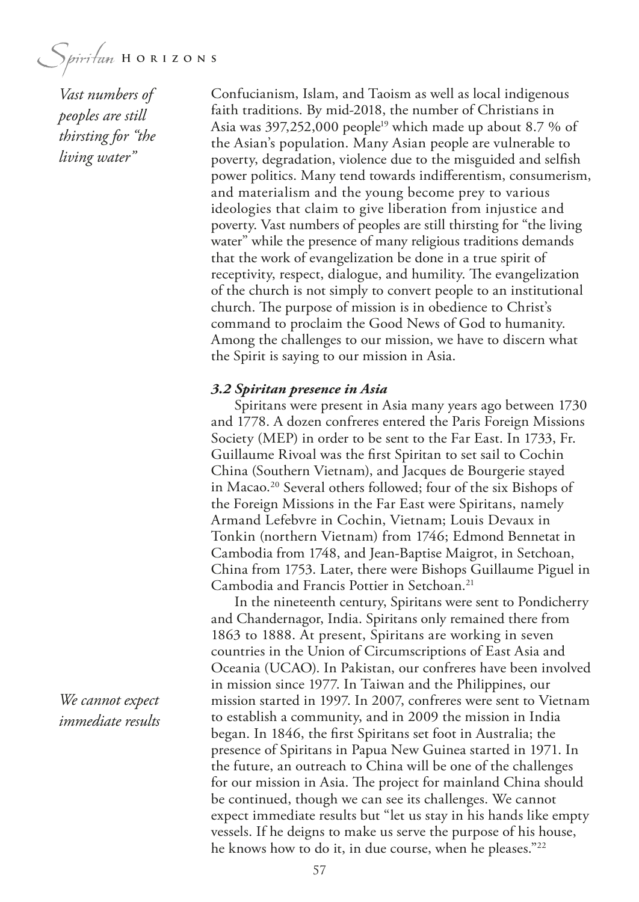*Vast numbers of peoples are still thirsting for "the living water"*

Confucianism, Islam, and Taoism as well as local indigenous faith traditions. By mid-2018, the number of Christians in Asia was 397,252,000 people[19] which made up about 8.7 % of the Asian's population. Many Asian people are vulnerable to poverty, degradation, violence due to the misguided and selfish power politics. Many tend towards indifferentism, consumerism, and materialism and the young become prey to various ideologies that claim to give liberation from injustice and poverty. Vast numbers of peoples are still thirsting for "the living water" while the presence of many religious traditions demands that the work of evangelization be done in a true spirit of receptivity, respect, dialogue, and humility. The evangelization of the church is not simply to convert people to an institutional church. The purpose of mission is in obedience to Christ's command to proclaim the Good News of God to humanity. Among the challenges to our mission, we have to discern what the Spirit is saying to our mission in Asia.

### *3.2 Spiritan presence in Asia*

Spiritans were present in Asia many years ago between 1730 and 1778. A dozen confreres entered the Paris Foreign Missions Society (MEP) in order to be sent to the Far East. In 1733, Fr. Guillaume Rivoal was the first Spiritan to set sail to Cochin China (Southern Vietnam), and Jacques de Bourgerie stayed in Macao.[20] Several others followed; four of the six Bishops of the Foreign Missions in the Far East were Spiritans, namely Armand Lefebvre in Cochin, Vietnam; Louis Devaux in Tonkin (northern Vietnam) from 1746; Edmond Bennetat in Cambodia from 1748, and Jean-Baptise Maigrot, in Setchoan, China from 1753. Later, there were Bishops Guillaume Piguel in Cambodia and Francis Pottier in Setchoan.[21]

In the nineteenth century, Spiritans were sent to Pondicherry and Chandernagor, India. Spiritans only remained there from 1863 to 1888. At present, Spiritans are working in seven countries in the Union of Circumscriptions of East Asia and Oceania (UCAO). In Pakistan, our confreres have been involved in mission since 1977. In Taiwan and the Philippines, our mission started in 1997. In 2007, confreres were sent to Vietnam to establish a community, and in 2009 the mission in India began. In 1846, the first Spiritans set foot in Australia; the presence of Spiritans in Papua New Guinea started in 1971. In the future, an outreach to China will be one of the challenges for our mission in Asia. The project for mainland China should be continued, though we can see its challenges. We cannot expect immediate results but "let us stay in his hands like empty vessels. If he deigns to make us serve the purpose of his house, he knows how to do it, in due course, when he pleases."[22]

*We cannot expect immediate results*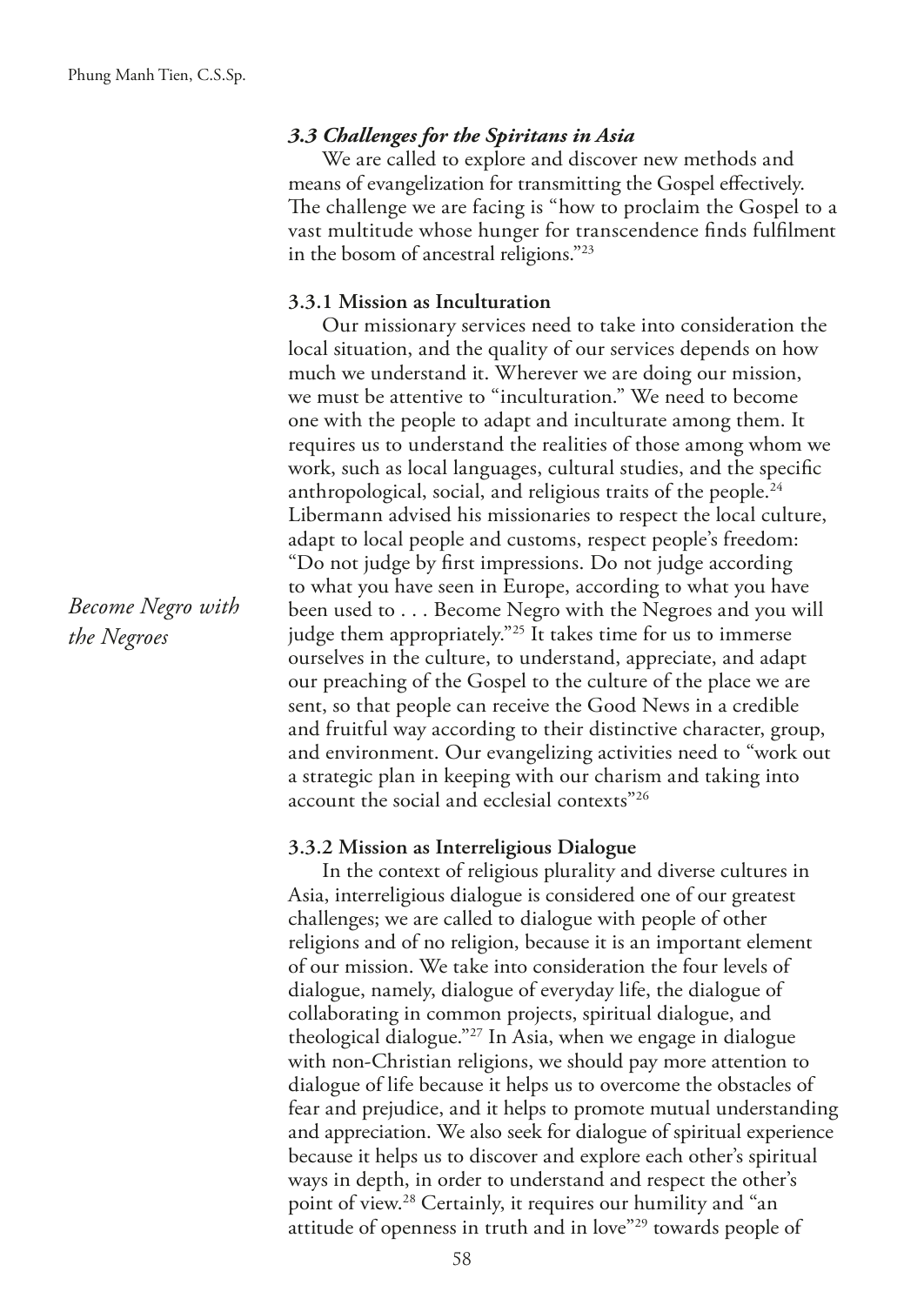### *3.3 Challenges for the Spiritans in Asia*

We are called to explore and discover new methods and means of evangelization for transmitting the Gospel effectively. The challenge we are facing is "how to proclaim the Gospel to a vast multitude whose hunger for transcendence finds fulfilment in the bosom of ancestral religions."[23]

#### 3.3.1 Mission as Inculturation

*Become Negro with the Negroes*

Our missionary services need to take into consideration the local situation, and the quality of our services depends on how much we understand it. Wherever we are doing our mission, we must be attentive to "inculturation." We need to become one with the people to adapt and inculturate among them. It requires us to understand the realities of those among whom we work, such as local languages, cultural studies, and the specific anthropological, social, and religious traits of the people.[24] Libermann advised his missionaries to respect the local culture, adapt to local people and customs, respect people's freedom: "Do not judge by first impressions. Do not judge according to what you have seen in Europe, according to what you have been used to . . . Become Negro with the Negroes and you will judge them appropriately."[25] It takes time for us to immerse ourselves in the culture, to understand, appreciate, and adapt our preaching of the Gospel to the culture of the place we are sent, so that people can receive the Good News in a credible and fruitful way according to their distinctive character, group, and environment. Our evangelizing activities need to "work out a strategic plan in keeping with our charism and taking into account the social and ecclesial contexts"[26]

#### 3.3.2 Mission as Interreligious Dialogue

In the context of religious plurality and diverse cultures in Asia, interreligious dialogue is considered one of our greatest challenges; we are called to dialogue with people of other religions and of no religion, because it is an important element of our mission. We take into consideration the four levels of dialogue, namely, dialogue of everyday life, the dialogue of collaborating in common projects, spiritual dialogue, and theological dialogue."[27] In Asia, when we engage in dialogue with non-Christian religions, we should pay more attention to dialogue of life because it helps us to overcome the obstacles of fear and prejudice, and it helps to promote mutual understanding and appreciation. We also seek for dialogue of spiritual experience because it helps us to discover and explore each other's spiritual ways in depth, in order to understand and respect the other's point of view.[28] Certainly, it requires our humility and "an attitude of openness in truth and in love"[29] towards people of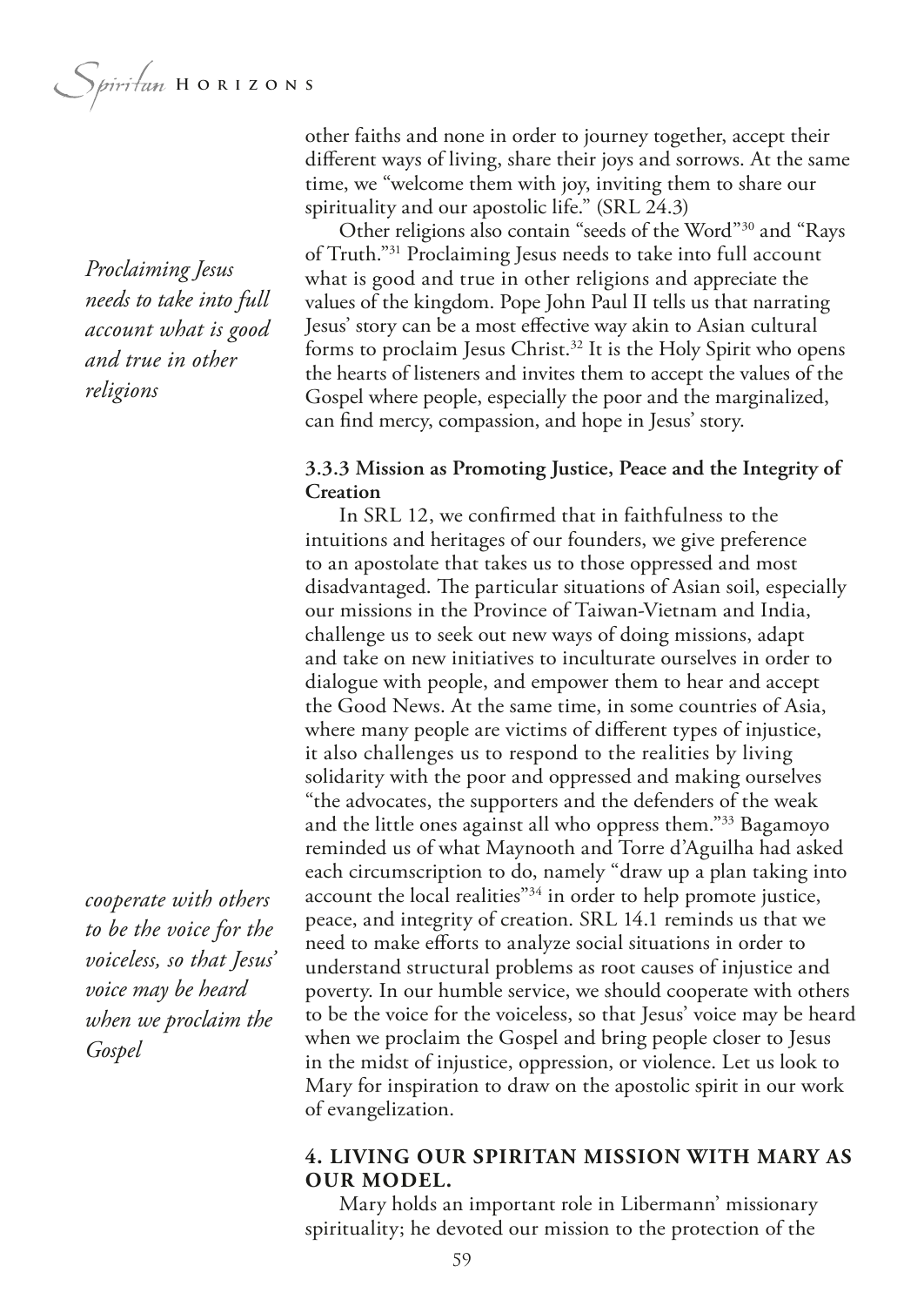other faiths and none in order to journey together, accept their different ways of living, share their joys and sorrows. At the same time, we "welcome them with joy, inviting them to share our spirituality and our apostolic life." (SRL 24.3)

*Proclaiming Jesus needs to take into full account what is good and true in other religions*

Other religions also contain "seeds of the Word"[30] and "Rays of Truth."[31] Proclaiming Jesus needs to take into full account what is good and true in other religions and appreciate the values of the kingdom. Pope John Paul II tells us that narrating Jesus' story can be a most effective way akin to Asian cultural forms to proclaim Jesus Christ.[32] It is the Holy Spirit who opens the hearts of listeners and invites them to accept the values of the Gospel where people, especially the poor and the marginalized, can find mercy, compassion, and hope in Jesus' story.

### 3.3.3 Mission as Promoting Justice, Peace and the Integrity of Creation

In SRL 12, we confirmed that in faithfulness to the intuitions and heritages of our founders, we give preference to an apostolate that takes us to those oppressed and most disadvantaged. The particular situations of Asian soil, especially our missions in the Province of Taiwan-Vietnam and India, challenge us to seek out new ways of doing missions, adapt and take on new initiatives to inculturate ourselves in order to dialogue with people, and empower them to hear and accept the Good News. At the same time, in some countries of Asia, where many people are victims of different types of injustice, it also challenges us to respond to the realities by living solidarity with the poor and oppressed and making ourselves "the advocates, the supporters and the defenders of the weak and the little ones against all who oppress them."[33] Bagamoyo reminded us of what Maynooth and Torre d'Aguilha had asked each circumscription to do, namely "draw up a plan taking into account the local realities"[34] in order to help promote justice, peace, and integrity of creation. SRL 14.1 reminds us that we need to make efforts to analyze social situations in order to understand structural problems as root causes of injustice and poverty. In our humble service, we should cooperate with others to be the voice for the voiceless, so that Jesus' voice may be heard when we proclaim the Gospel and bring people closer to Jesus in the midst of injustice, oppression, or violence. Let us look to Mary for inspiration to draw on the apostolic spirit in our work of evangelization.

*cooperate with others to be the voice for the voiceless, so that Jesus' voice may be heard when we proclaim the Gospel*

## 4. LIVING OUR SPIRITAN MISSION WITH MARY AS OUR MODEL.

Mary holds an important role in Libermann' missionary spirituality; he devoted our mission to the protection of the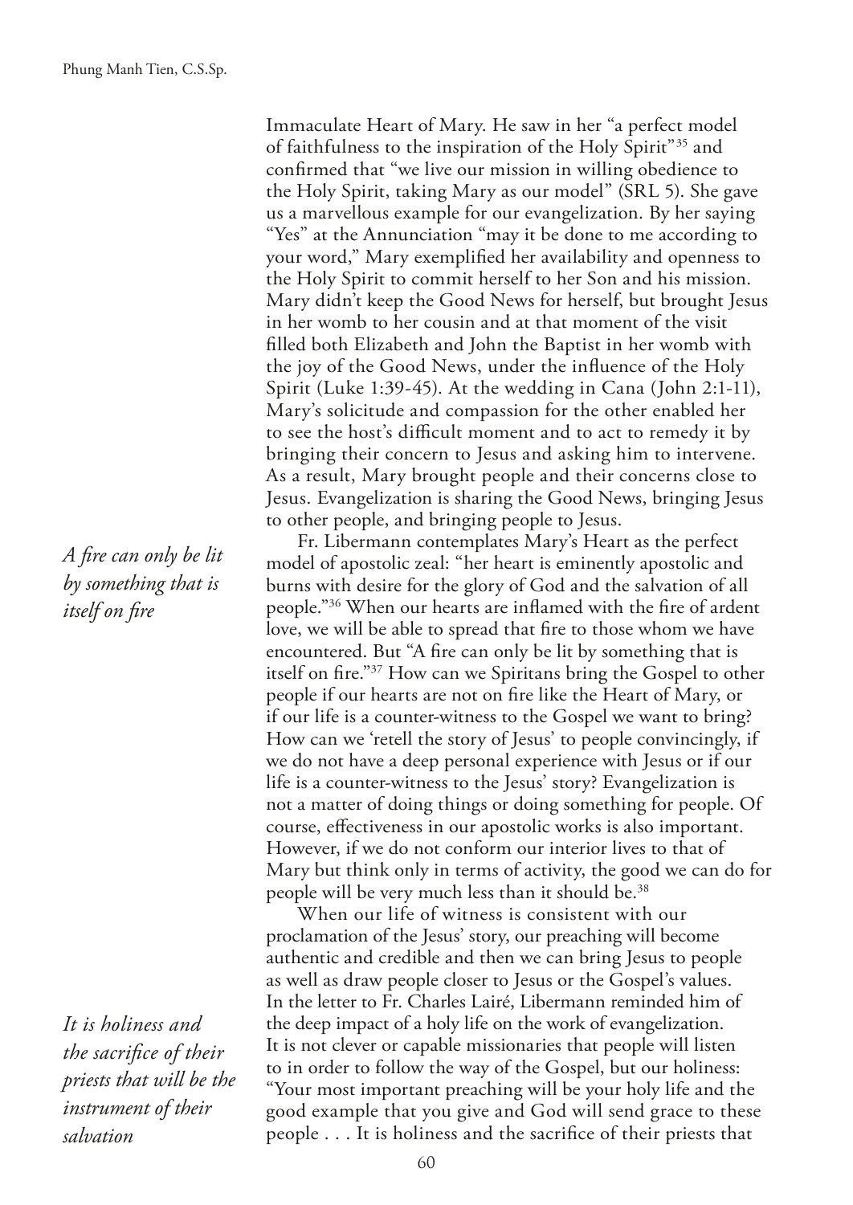Immaculate Heart of Mary. He saw in her "a perfect model of faithfulness to the inspiration of the Holy Spirit"[35] and confirmed that "we live our mission in willing obedience to the Holy Spirit, taking Mary as our model" (SRL 5). She gave us a marvellous example for our evangelization. By her saying "Yes" at the Annunciation "may it be done to me according to your word," Mary exemplified her availability and openness to the Holy Spirit to commit herself to her Son and his mission. Mary didn't keep the Good News for herself, but brought Jesus in her womb to her cousin and at that moment of the visit filled both Elizabeth and John the Baptist in her womb with the joy of the Good News, under the influence of the Holy Spirit (Luke 1:39-45). At the wedding in Cana (John 2:1-11), Mary's solicitude and compassion for the other enabled her to see the host's difficult moment and to act to remedy it by bringing their concern to Jesus and asking him to intervene. As a result, Mary brought people and their concerns close to Jesus. Evangelization is sharing the Good News, bringing Jesus to other people, and bringing people to Jesus.

*A fire can only be lit by something that is itself on fire*

Fr. Libermann contemplates Mary's Heart as the perfect model of apostolic zeal: "her heart is eminently apostolic and burns with desire for the glory of God and the salvation of all people."[36] When our hearts are inflamed with the fire of ardent love, we will be able to spread that fire to those whom we have encountered. But "A fire can only be lit by something that is itself on fire."[37] How can we Spiritans bring the Gospel to other people if our hearts are not on fire like the Heart of Mary, or if our life is a counter-witness to the Gospel we want to bring? How can we 'retell the story of Jesus' to people convincingly, if we do not have a deep personal experience with Jesus or if our life is a counter-witness to the Jesus' story? Evangelization is not a matter of doing things or doing something for people. Of course, effectiveness in our apostolic works is also important. However, if we do not conform our interior lives to that of Mary but think only in terms of activity, the good we can do for people will be very much less than it should be.[38]

*It is holiness and the sacrifice of their priests that will be the instrument of their salvation*

When our life of witness is consistent with our proclamation of the Jesus' story, our preaching will become authentic and credible and then we can bring Jesus to people as well as draw people closer to Jesus or the Gospel's values. In the letter to Fr. Charles Lairé, Libermann reminded him of the deep impact of a holy life on the work of evangelization. It is not clever or capable missionaries that people will listen to in order to follow the way of the Gospel, but our holiness: "Your most important preaching will be your holy life and the good example that you give and God will send grace to these people . . . It is holiness and the sacrifice of their priests that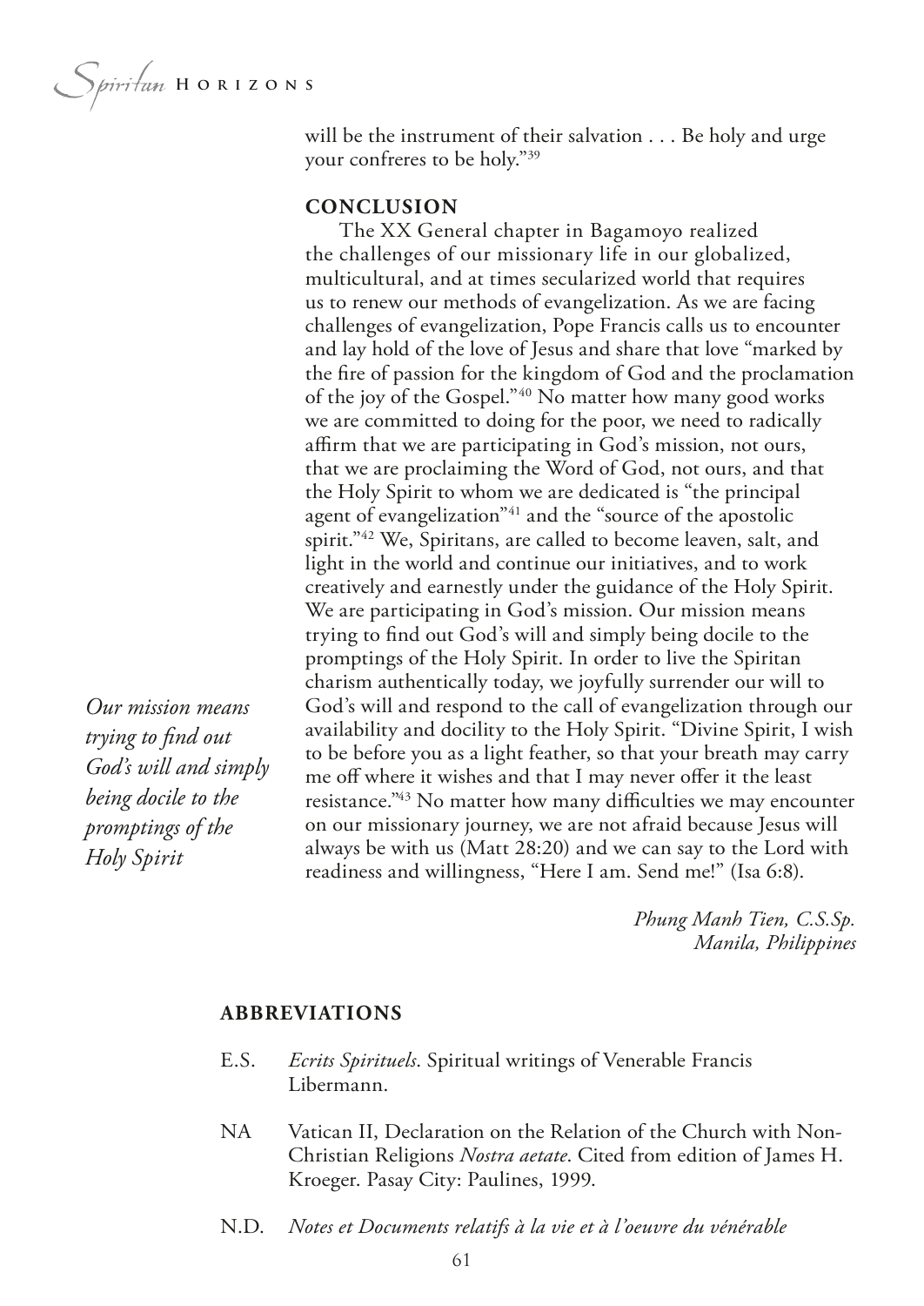will be the instrument of their salvation . . . Be holy and urge your confreres to be holy."[39]

## CONCLUSION

The XX General chapter in Bagamoyo realized the challenges of our missionary life in our globalized, multicultural, and at times secularized world that requires us to renew our methods of evangelization. As we are facing challenges of evangelization, Pope Francis calls us to encounter and lay hold of the love of Jesus and share that love "marked by the fire of passion for the kingdom of God and the proclamation of the joy of the Gospel."[40] No matter how many good works we are committed to doing for the poor, we need to radically affirm that we are participating in God's mission, not ours, that we are proclaiming the Word of God, not ours, and that the Holy Spirit to whom we are dedicated is "the principal agent of evangelization"[41] and the "source of the apostolic spirit."[42] We, Spiritans, are called to become leaven, salt, and light in the world and continue our initiatives, and to work creatively and earnestly under the guidance of the Holy Spirit. We are participating in God's mission. Our mission means trying to find out God's will and simply being docile to the promptings of the Holy Spirit. In order to live the Spiritan charism authentically today, we joyfully surrender our will to God's will and respond to the call of evangelization through our availability and docility to the Holy Spirit. "Divine Spirit, I wish to be before you as a light feather, so that your breath may carry me off where it wishes and that I may never offer it the least resistance."[43] No matter how many difficulties we may encounter on our missionary journey, we are not afraid because Jesus will always be with us (Matt 28:20) and we can say to the Lord with readiness and willingness, "Here I am. Send me!" (Isa 6:8).

*Our mission means trying to find out God's will and simply being docile to the promptings of the Holy Spirit*

*Phung Manh Tien, C.S.Sp.*
*Manila, Philippines*

## ABBREVIATIONS

E.S. *Ecrits Spirituels*. Spiritual writings of Venerable Francis Libermann.

NA Vatican II, Declaration on the Relation of the Church with Non-Christian Religions *Nostra aetate*. Cited from edition of James H. Kroeger. Pasay City: Paulines, 1999.

N.D. *Notes et Documents relatifs à la vie et à l'oeuvre du vénérable*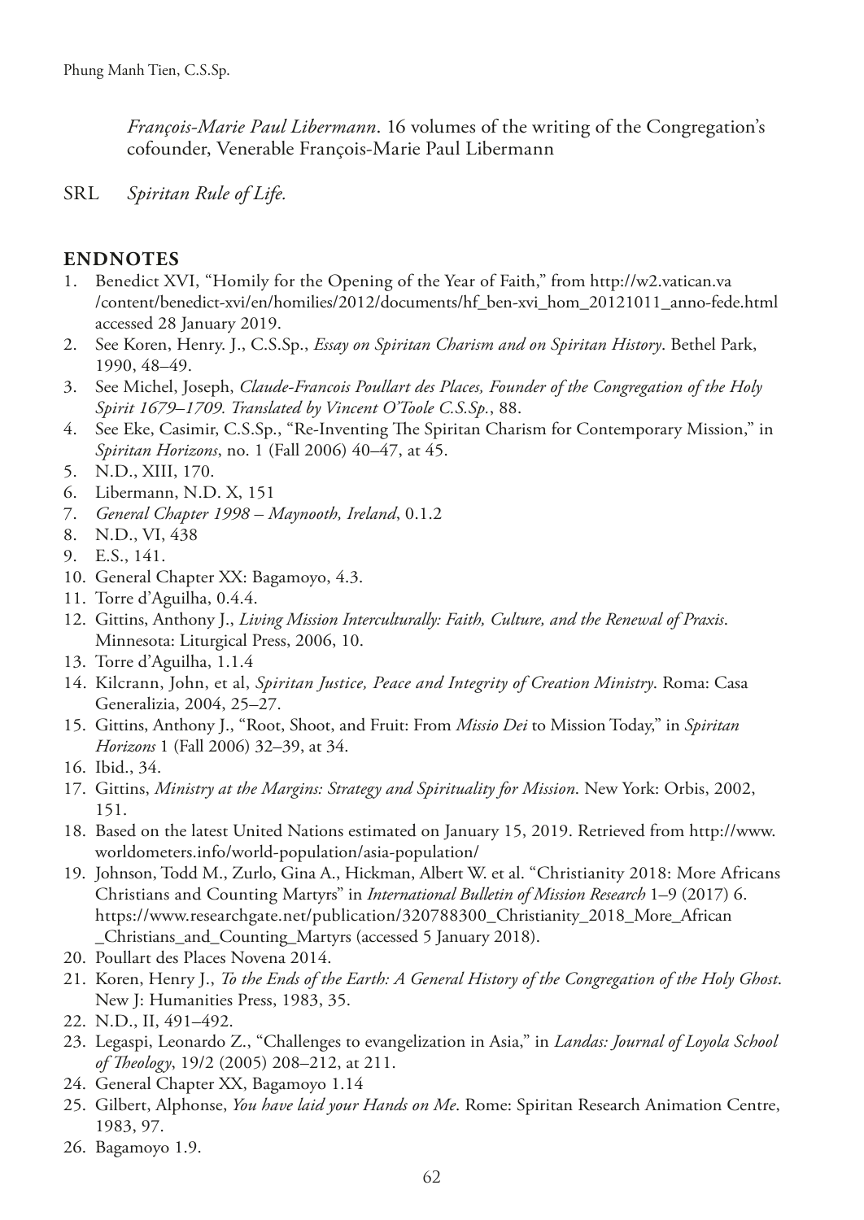*François-Marie Paul Libermann*. 16 volumes of the writing of the Congregation's cofounder, Venerable François-Marie Paul Libermann

SRL *Spiritan Rule of Life.*

## ENDNOTES

1. Benedict XVI, "Homily for the Opening of the Year of Faith," from http://w2.vatican.va/content/benedict-xvi/en/homilies/2012/documents/hf_ben-xvi_hom_20121011_anno-fede.html accessed 28 January 2019.
2. See Koren, Henry. J., C.S.Sp., *Essay on Spiritan Charism and on Spiritan History*. Bethel Park, 1990, 48–49.
3. See Michel, Joseph, *Claude-Francois Poullart des Places, Founder of the Congregation of the Holy Spirit 1679–1709. Translated by Vincent O'Toole C.S.Sp.*, 88.
4. See Eke, Casimir, C.S.Sp., "Re-Inventing The Spiritan Charism for Contemporary Mission," in *Spiritan Horizons*, no. 1 (Fall 2006) 40–47, at 45.
5. N.D., XIII, 170.
6. Libermann, N.D. X, 151
7. *General Chapter 1998 – Maynooth, Ireland*, 0.1.2
8. N.D., VI, 438
9. E.S., 141.
10. General Chapter XX: Bagamoyo, 4.3.
11. Torre d'Aguilha, 0.4.4.
12. Gittins, Anthony J., *Living Mission Interculturally: Faith, Culture, and the Renewal of Praxis*. Minnesota: Liturgical Press, 2006, 10.
13. Torre d'Aguilha, 1.1.4
14. Kilcrann, John, et al, *Spiritan Justice, Peace and Integrity of Creation Ministry*. Roma: Casa Generalizia, 2004, 25–27.
15. Gittins, Anthony J., "Root, Shoot, and Fruit: From *Missio Dei* to Mission Today," in *Spiritan Horizons* 1 (Fall 2006) 32–39, at 34.
16. Ibid., 34.
17. Gittins, *Ministry at the Margins: Strategy and Spirituality for Mission*. New York: Orbis, 2002, 151.
18. Based on the latest United Nations estimated on January 15, 2019. Retrieved from http://www.worldometers.info/world-population/asia-population/
19. Johnson, Todd M., Zurlo, Gina A., Hickman, Albert W. et al. "Christianity 2018: More Africans Christians and Counting Martyrs" in *International Bulletin of Mission Research* 1–9 (2017) 6. https://www.researchgate.net/publication/320788300_Christianity_2018_More_African_Christians_and_Counting_Martyrs (accessed 5 January 2018).
20. Poullart des Places Novena 2014.
21. Koren, Henry J., *To the Ends of the Earth: A General History of the Congregation of the Holy Ghost*. New J: Humanities Press, 1983, 35.
22. N.D., II, 491–492.
23. Legaspi, Leonardo Z., "Challenges to evangelization in Asia," in *Landas: Journal of Loyola School of Theology*, 19/2 (2005) 208–212, at 211.
24. General Chapter XX, Bagamoyo 1.14
25. Gilbert, Alphonse, *You have laid your Hands on Me*. Rome: Spiritan Research Animation Centre, 1983, 97.
26. Bagamoyo 1.9.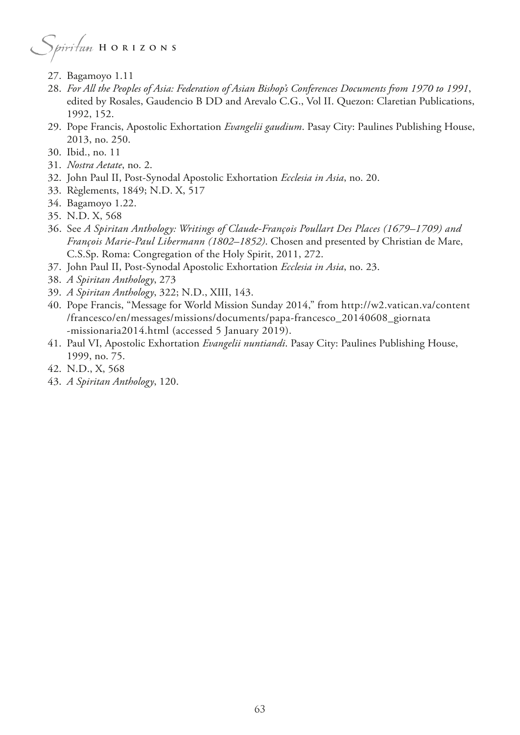27. Bagamoyo 1.11
28. *For All the Peoples of Asia: Federation of Asian Bishop's Conferences Documents from 1970 to 1991*, edited by Rosales, Gaudencio B DD and Arevalo C.G., Vol II. Quezon: Claretian Publications, 1992, 152.
29. Pope Francis, Apostolic Exhortation *Evangelii gaudium*. Pasay City: Paulines Publishing House, 2013, no. 250.
30. Ibid., no. 11
31. *Nostra Aetate*, no. 2.
32. John Paul II, Post-Synodal Apostolic Exhortation *Ecclesia in Asia*, no. 20.
33. Règlements, 1849; N.D. X, 517
34. Bagamoyo 1.22.
35. N.D. X, 568
36. See *A Spiritan Anthology: Writings of Claude-François Poullart Des Places (1679–1709) and François Marie-Paul Libermann (1802–1852)*. Chosen and presented by Christian de Mare, C.S.Sp. Roma: Congregation of the Holy Spirit, 2011, 272.
37. John Paul II, Post-Synodal Apostolic Exhortation *Ecclesia in Asia*, no. 23.
38. *A Spiritan Anthology*, 273
39. *A Spiritan Anthology*, 322; N.D., XIII, 143.
40. Pope Francis, "Message for World Mission Sunday 2014," from http://w2.vatican.va/content/francesco/en/messages/missions/documents/papa-francesco_20140608_giornata-missionaria2014.html (accessed 5 January 2019).
41. Paul VI, Apostolic Exhortation *Evangelii nuntiandi*. Pasay City: Paulines Publishing House, 1999, no. 75.
42. N.D., X, 568
43. *A Spiritan Anthology*, 120.